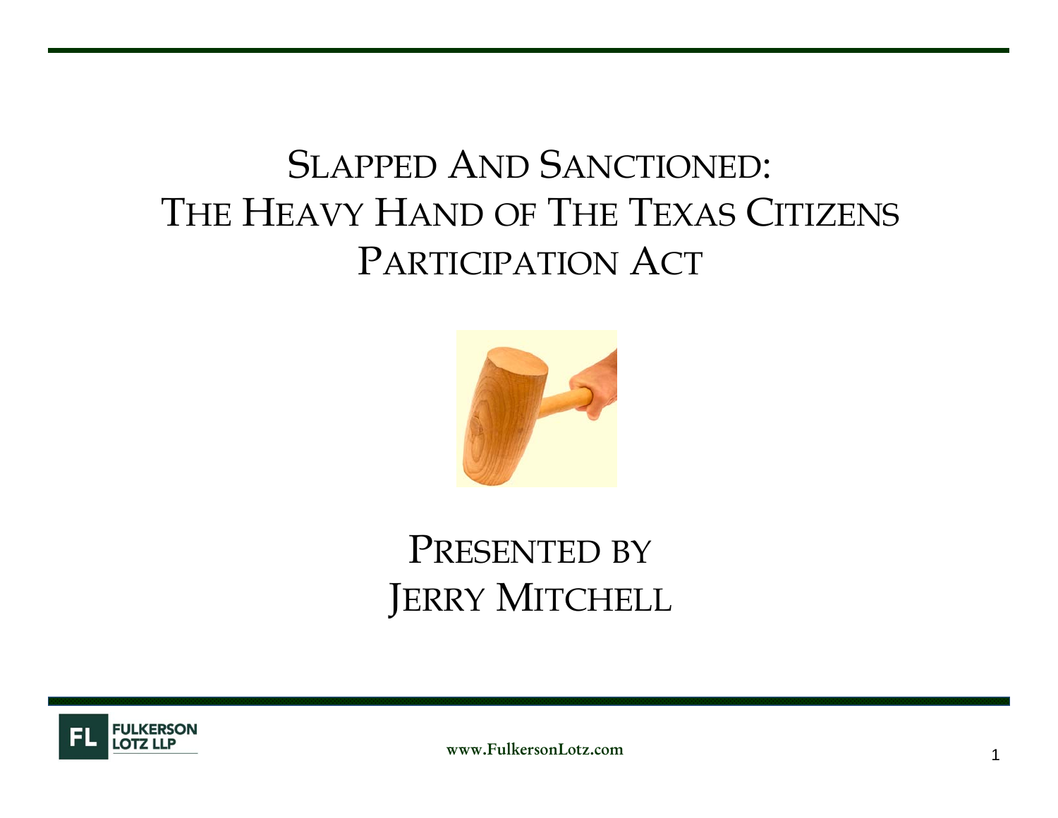# SLAPPED AND SANCTIONED: THE HEAVY HAND OF THE TEXAS CITIZENS PARTICIPATION ACT

PRESENTED BY
JERRY MITCHELL

FULKERSON LOTZ LLP

www.FulkersonLotz.com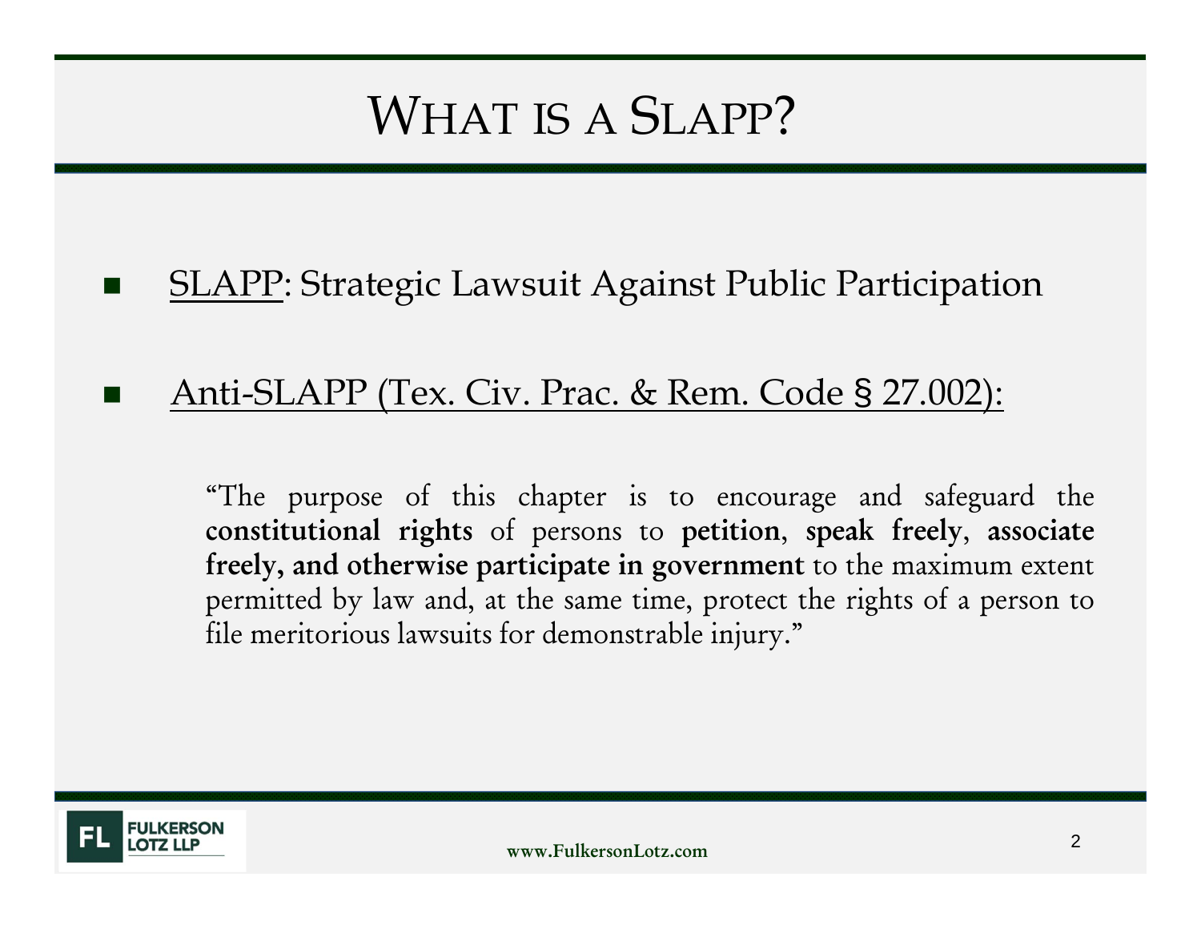# What is a SLAPP?

- SLAPP: Strategic Lawsuit Against Public Participation

- Anti-SLAPP (Tex. Civ. Prac. & Rem. Code § 27.002):

  "The purpose of this chapter is to encourage and safeguard the **constitutional rights** of persons to **petition**, **speak freely**, **associate freely, and otherwise participate in government** to the maximum extent permitted by law and, at the same time, protect the rights of a person to file meritorious lawsuits for demonstrable injury."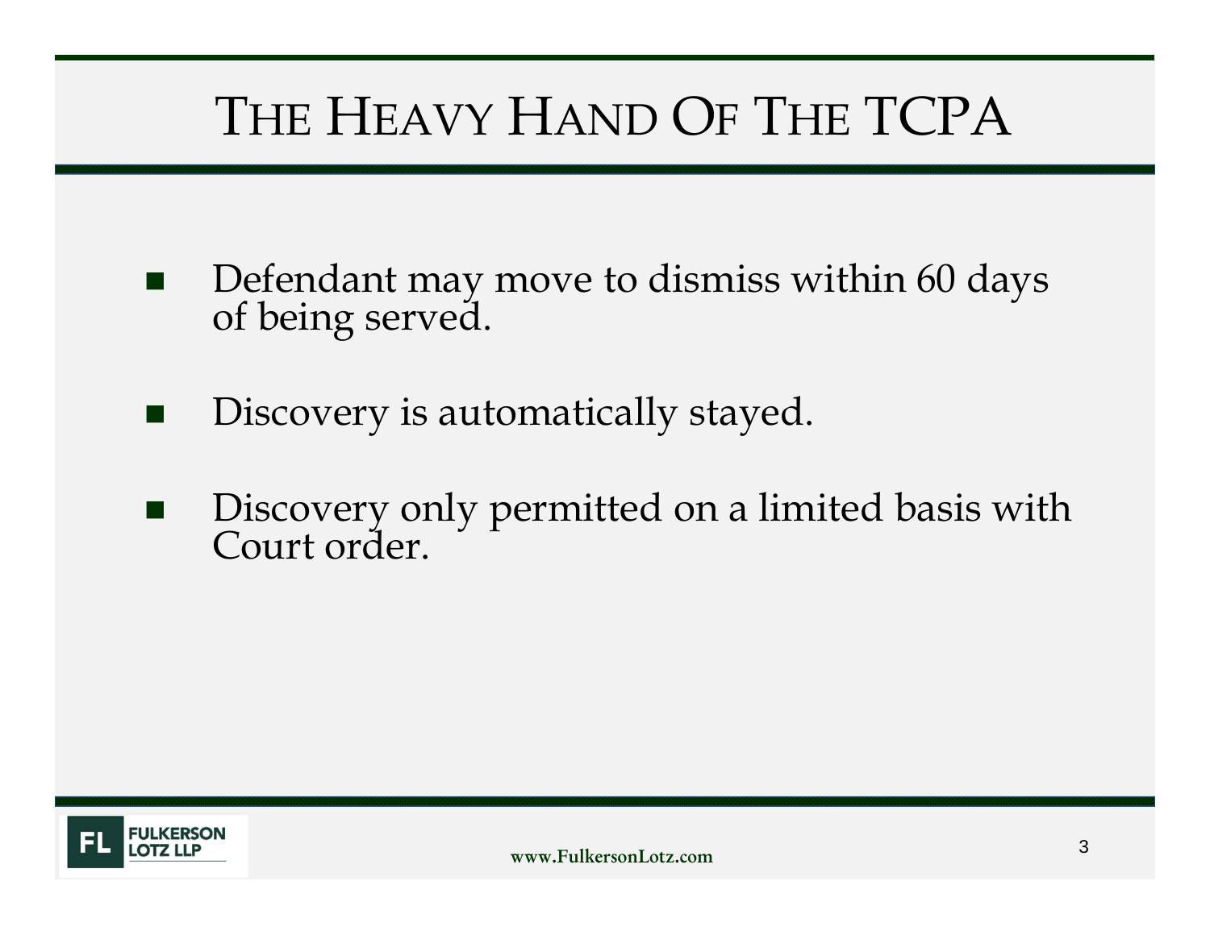# The Heavy Hand Of The TCPA

- Defendant may move to dismiss within 60 days of being served.
- Discovery is automatically stayed.
- Discovery only permitted on a limited basis with Court order.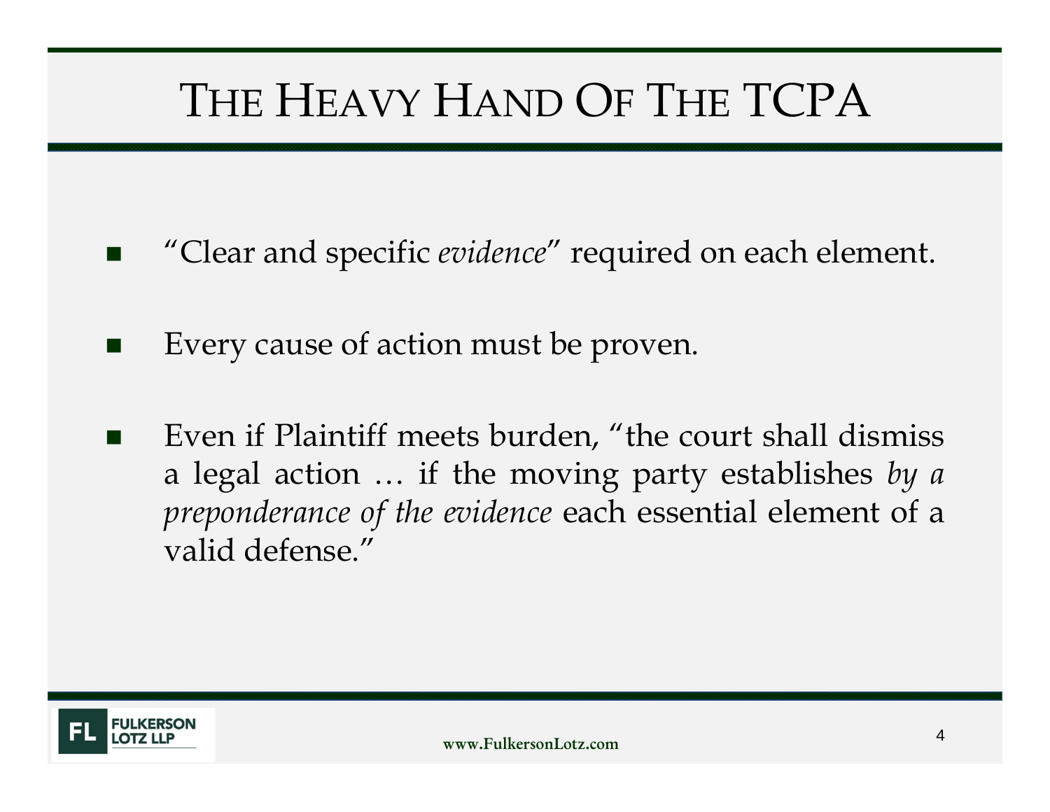# The Heavy Hand Of The TCPA

- "Clear and specific *evidence*" required on each element.
- Every cause of action must be proven.
- Even if Plaintiff meets burden, "the court shall dismiss a legal action … if the moving party establishes *by a preponderance of the evidence* each essential element of a valid defense."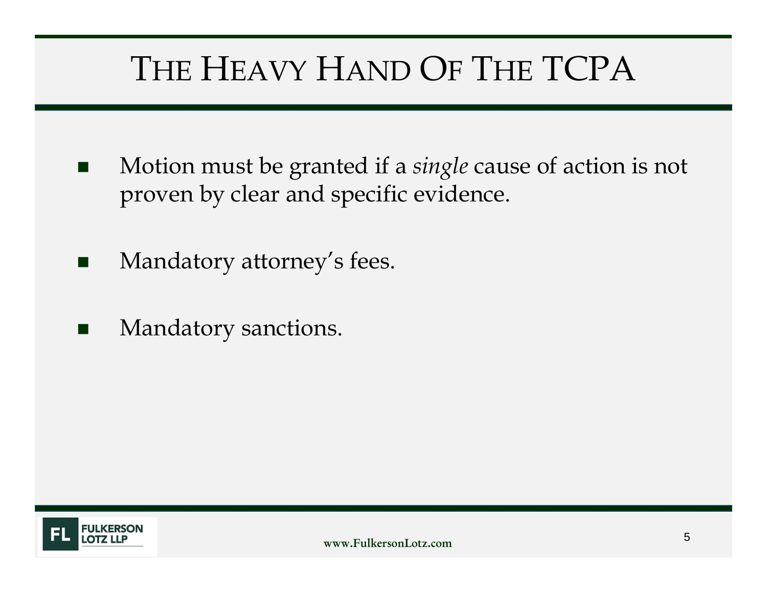# THE HEAVY HAND OF THE TCPA

- Motion must be granted if a *single* cause of action is not proven by clear and specific evidence.
- Mandatory attorney's fees.
- Mandatory sanctions.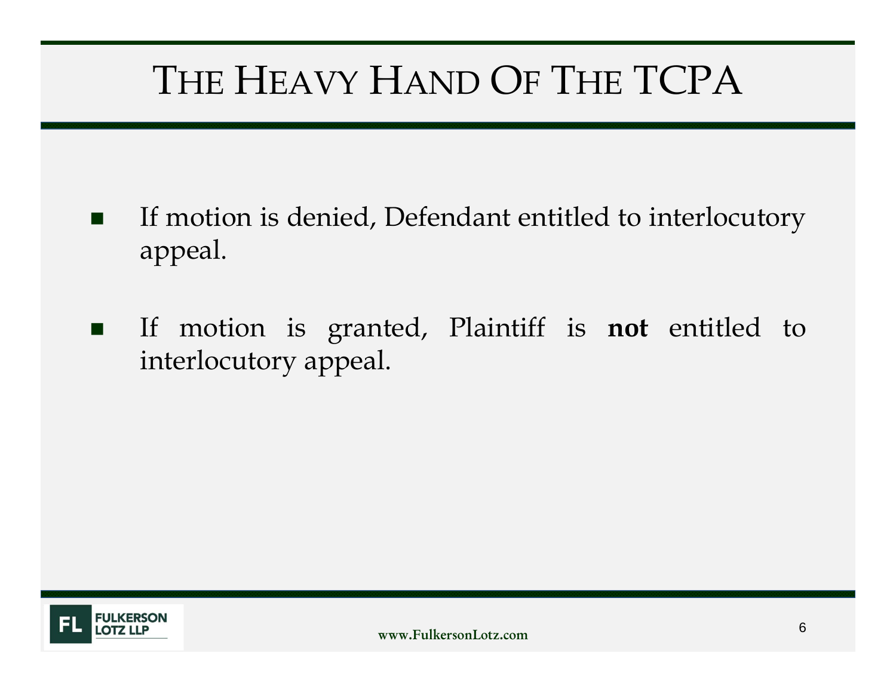# The Heavy Hand Of The TCPA

- If motion is denied, Defendant entitled to interlocutory appeal.
- If motion is granted, Plaintiff is **not** entitled to interlocutory appeal.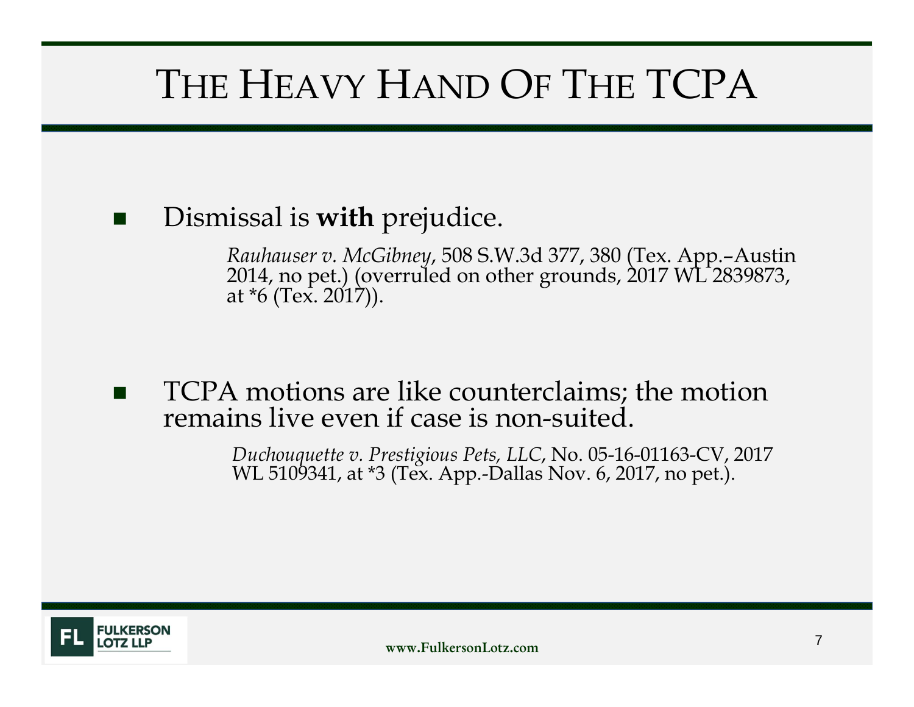# The Heavy Hand Of The TCPA

- Dismissal is **with** prejudice.

  *Rauhauser v. McGibney*, 508 S.W.3d 377, 380 (Tex. App.–Austin 2014, no pet.) (overruled on other grounds, 2017 WL 2839873, at *6 (Tex. 2017)).

- TCPA motions are like counterclaims; the motion remains live even if case is non-suited.

  *Duchouquette v. Prestigious Pets, LLC*, No. 05-16-01163-CV, 2017 WL 5109341, at *3 (Tex. App.-Dallas Nov. 6, 2017, no pet.).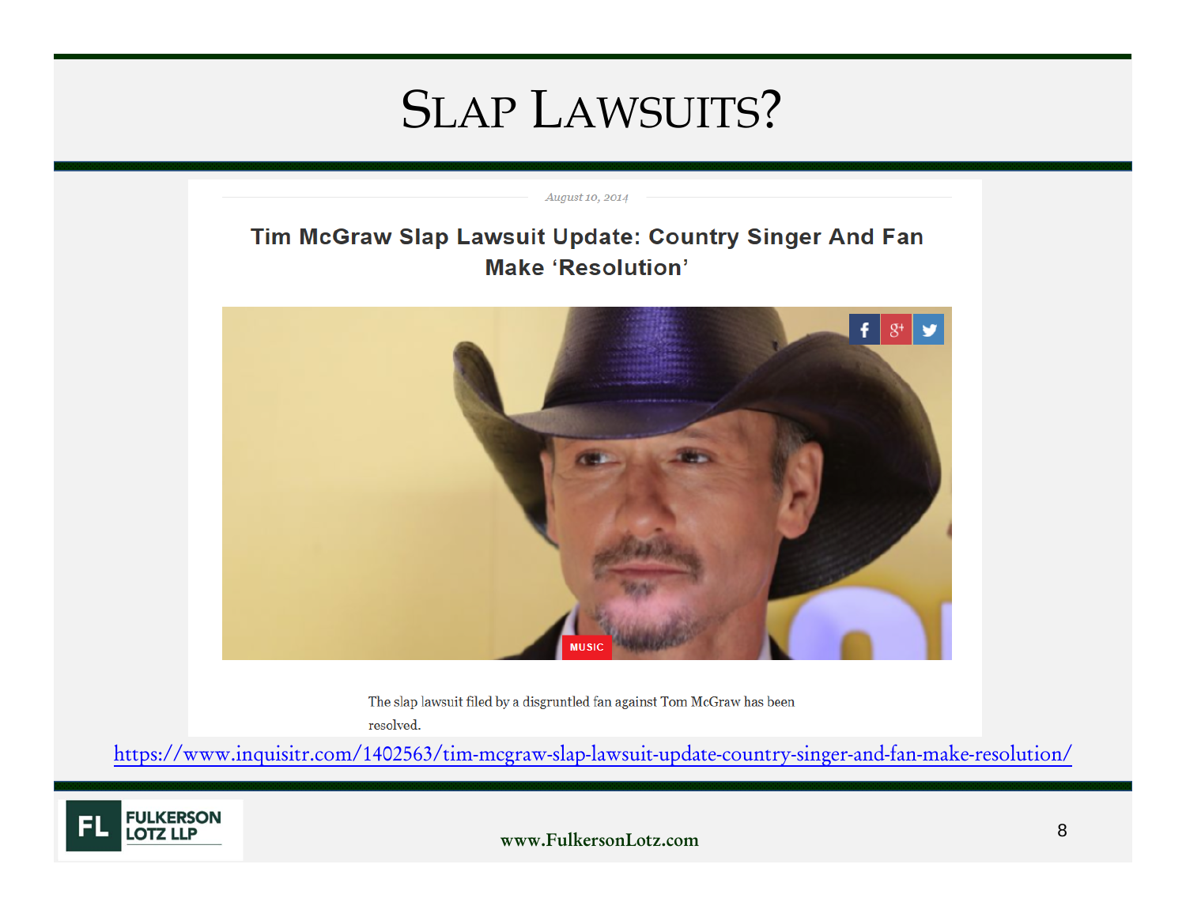# Slap Lawsuits?

*August 10, 2014*

**Tim McGraw Slap Lawsuit Update: Country Singer And Fan Make 'Resolution'**

MUSIC

The slap lawsuit filed by a disgruntled fan against Tom McGraw has been resolved.

https://www.inquisitr.com/1402563/tim-mcgraw-slap-lawsuit-update-country-singer-and-fan-make-resolution/

FL FULKERSON LOTZ LLP

www.FulkersonLotz.com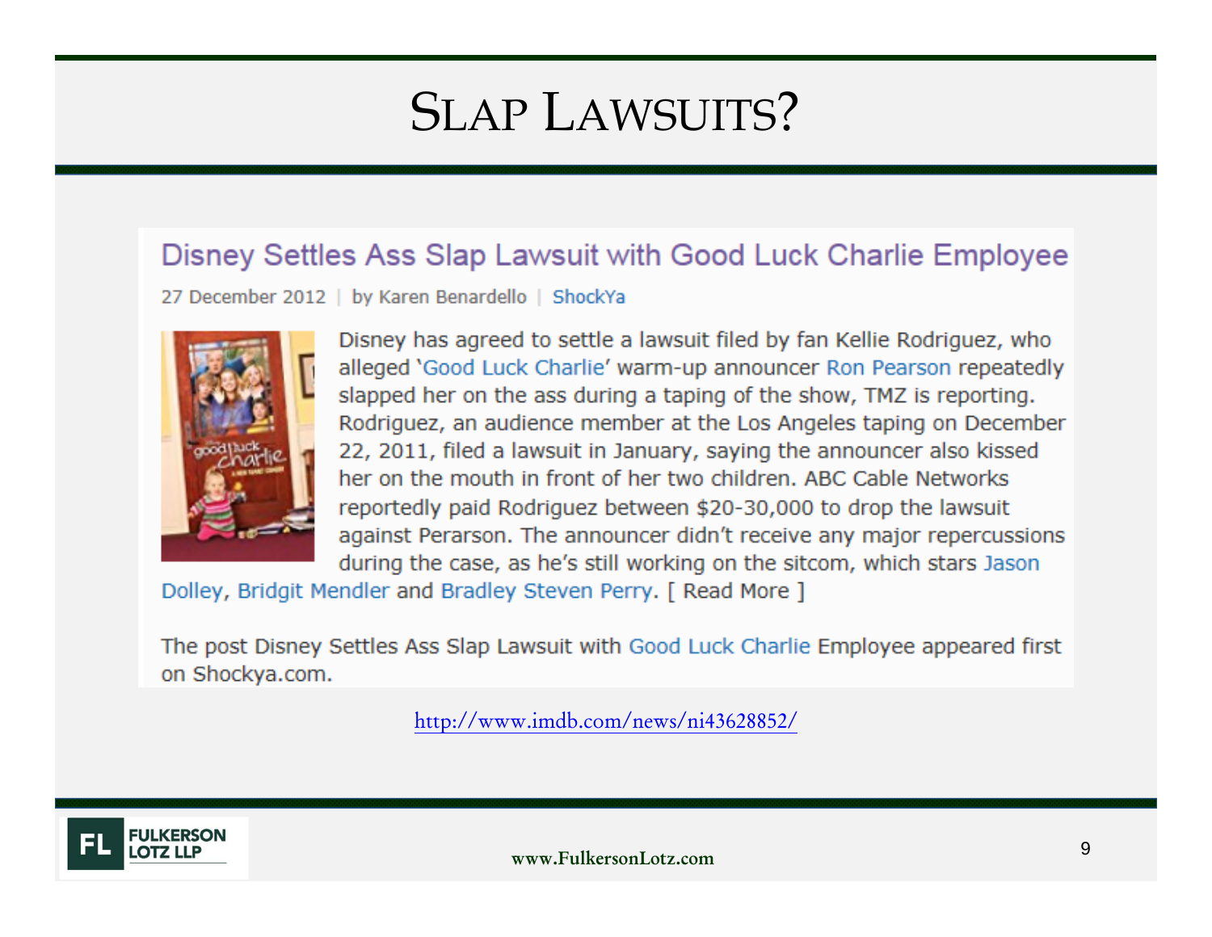# SLAP LAWSUITS?

## Disney Settles Ass Slap Lawsuit with Good Luck Charlie Employee

27 December 2012 | by Karen Benardello | ShockYa

Disney has agreed to settle a lawsuit filed by fan Kellie Rodriguez, who alleged 'Good Luck Charlie' warm-up announcer Ron Pearson repeatedly slapped her on the ass during a taping of the show, TMZ is reporting. Rodriguez, an audience member at the Los Angeles taping on December 22, 2011, filed a lawsuit in January, saying the announcer also kissed her on the mouth in front of her two children. ABC Cable Networks reportedly paid Rodriguez between $20-30,000 to drop the lawsuit against Perarson. The announcer didn't receive any major repercussions during the case, as he's still working on the sitcom, which stars Jason Dolley, Bridgit Mendler and Bradley Steven Perry. [ Read More ]

The post Disney Settles Ass Slap Lawsuit with Good Luck Charlie Employee appeared first on Shockya.com.

http://www.imdb.com/news/ni43628852/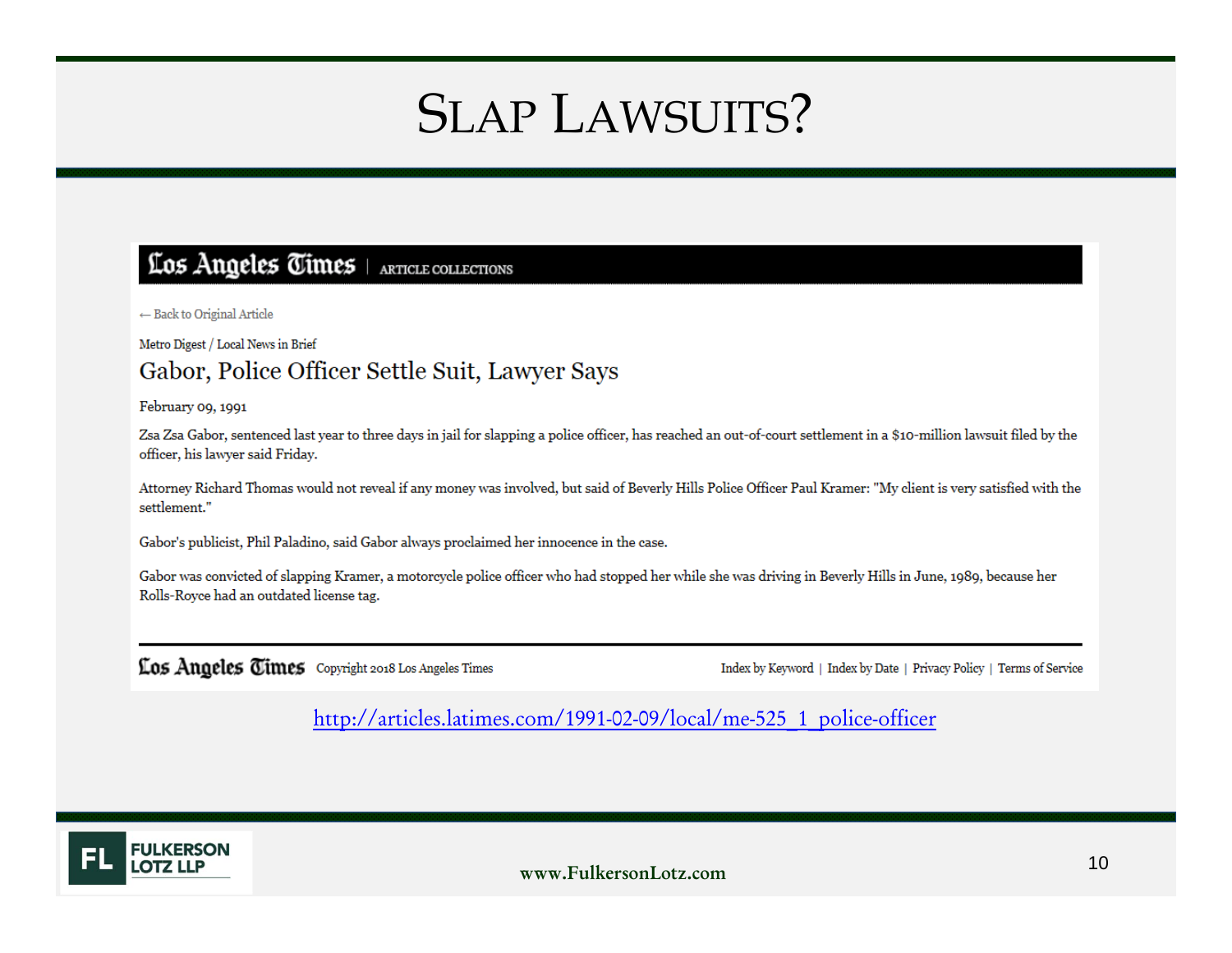# SLAP LAWSUITS?

**Los Angeles Times** | ARTICLE COLLECTIONS

← Back to Original Article

Metro Digest / Local News in Brief

## Gabor, Police Officer Settle Suit, Lawyer Says

February 09, 1991

Zsa Zsa Gabor, sentenced last year to three days in jail for slapping a police officer, has reached an out-of-court settlement in a $10-million lawsuit filed by the officer, his lawyer said Friday.

Attorney Richard Thomas would not reveal if any money was involved, but said of Beverly Hills Police Officer Paul Kramer: "My client is very satisfied with the settlement."

Gabor's publicist, Phil Paladino, said Gabor always proclaimed her innocence in the case.

Gabor was convicted of slapping Kramer, a motorcycle police officer who had stopped her while she was driving in Beverly Hills in June, 1989, because her Rolls-Royce had an outdated license tag.

**Los Angeles Times** Copyright 2018 Los Angeles Times

Index by Keyword | Index by Date | Privacy Policy | Terms of Service

http://articles.latimes.com/1991-02-09/local/me-525_1_police-officer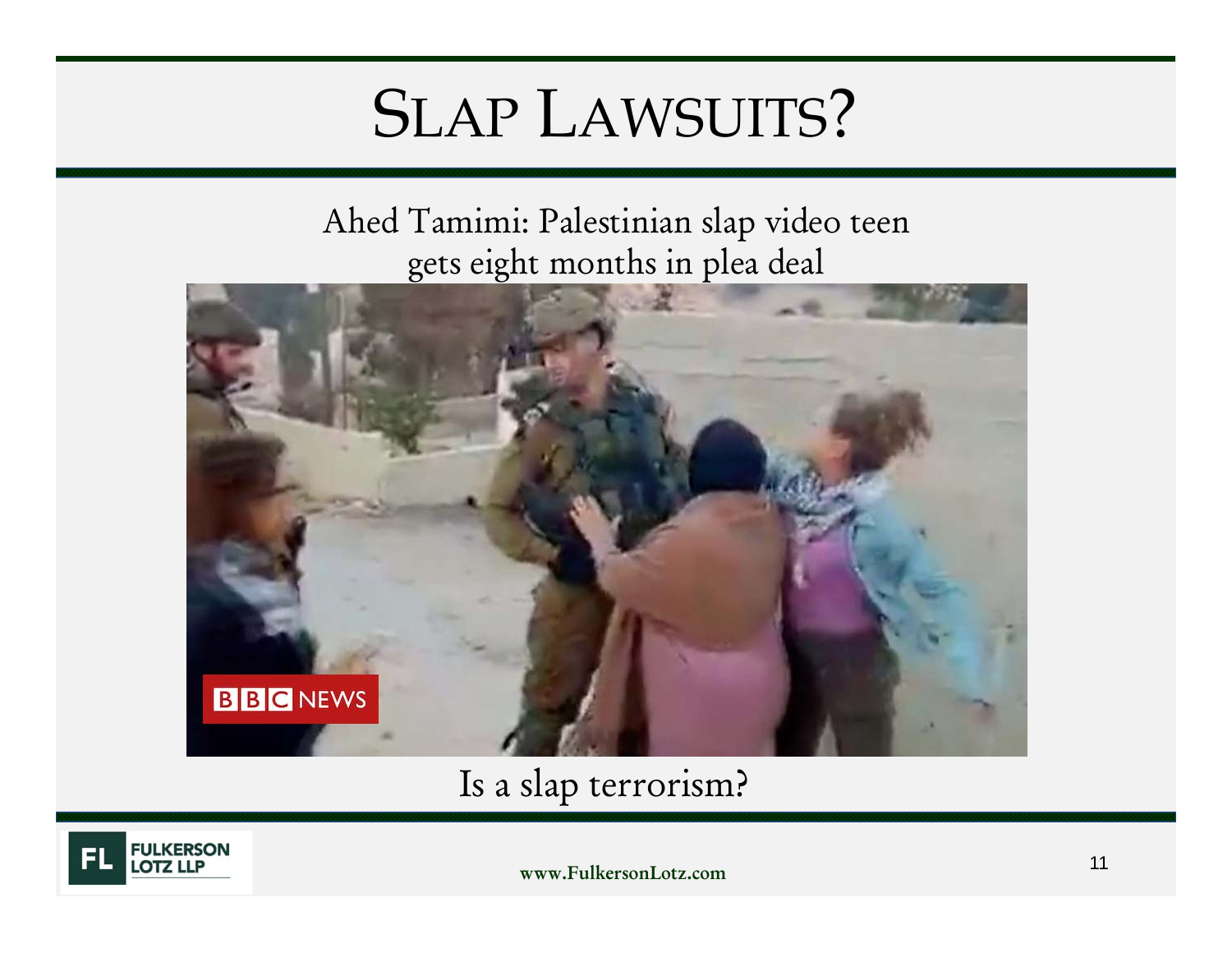# SLAP LAWSUITS?

Ahed Tamimi: Palestinian slap video teen gets eight months in plea deal

Is a slap terrorism?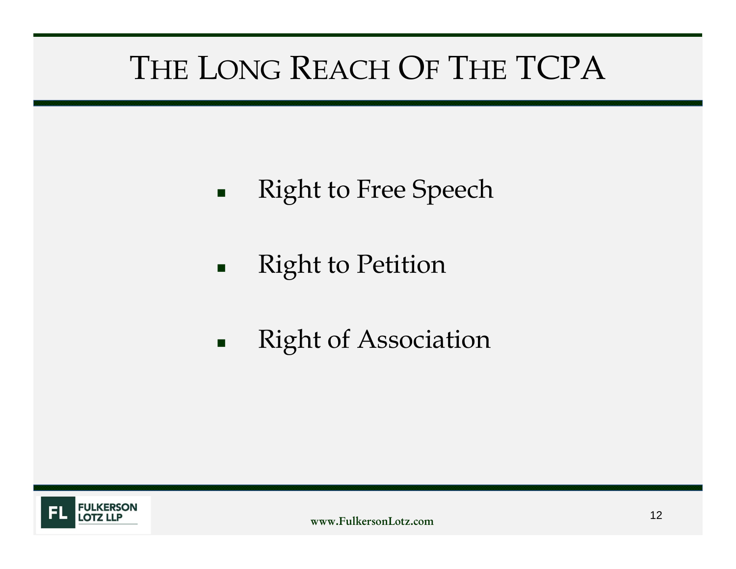# The Long Reach Of The TCPA

- Right to Free Speech
- Right to Petition
- Right of Association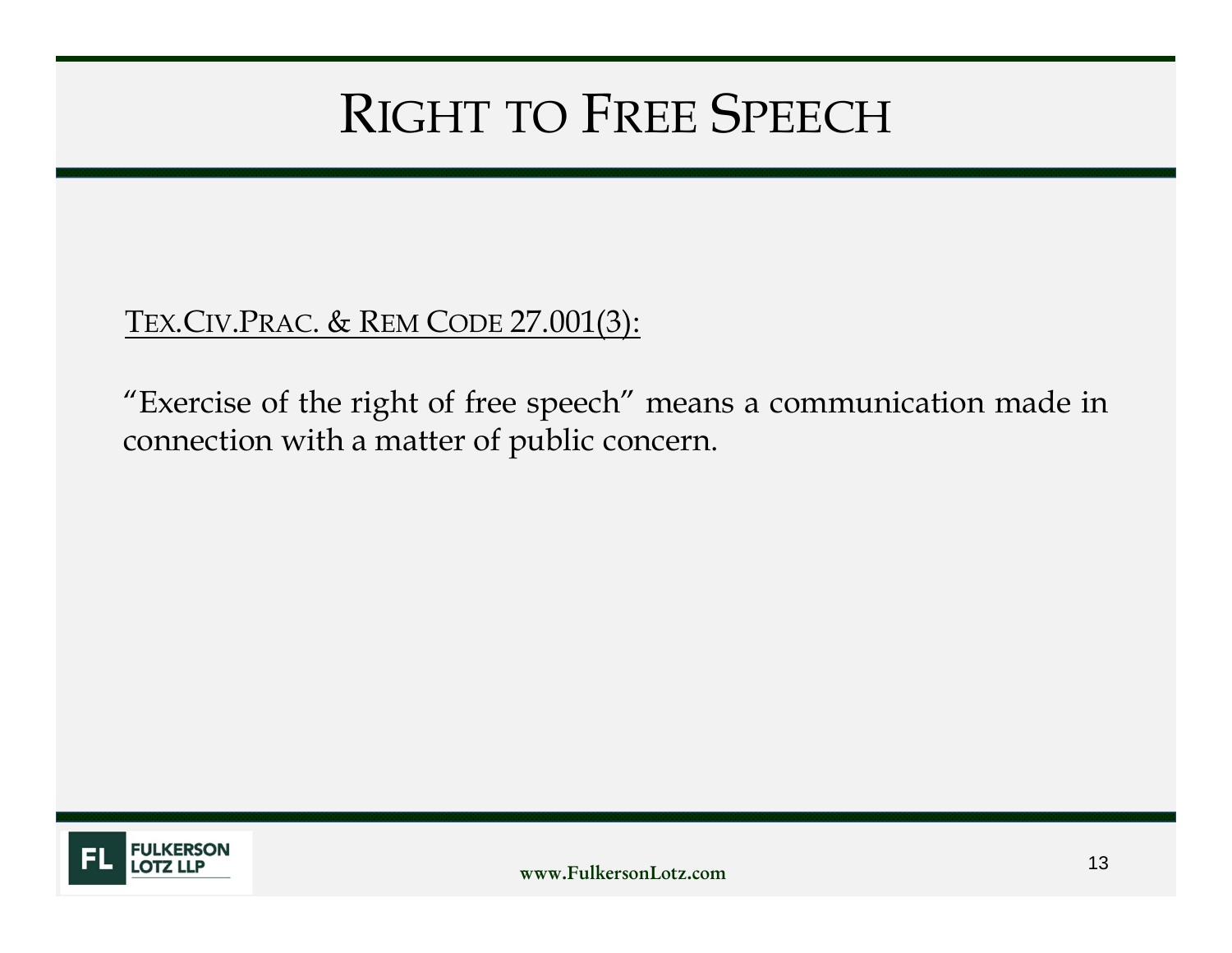# Right to Free Speech

TEX.CIV.PRAC. & REM CODE 27.001(3):

"Exercise of the right of free speech" means a communication made in connection with a matter of public concern.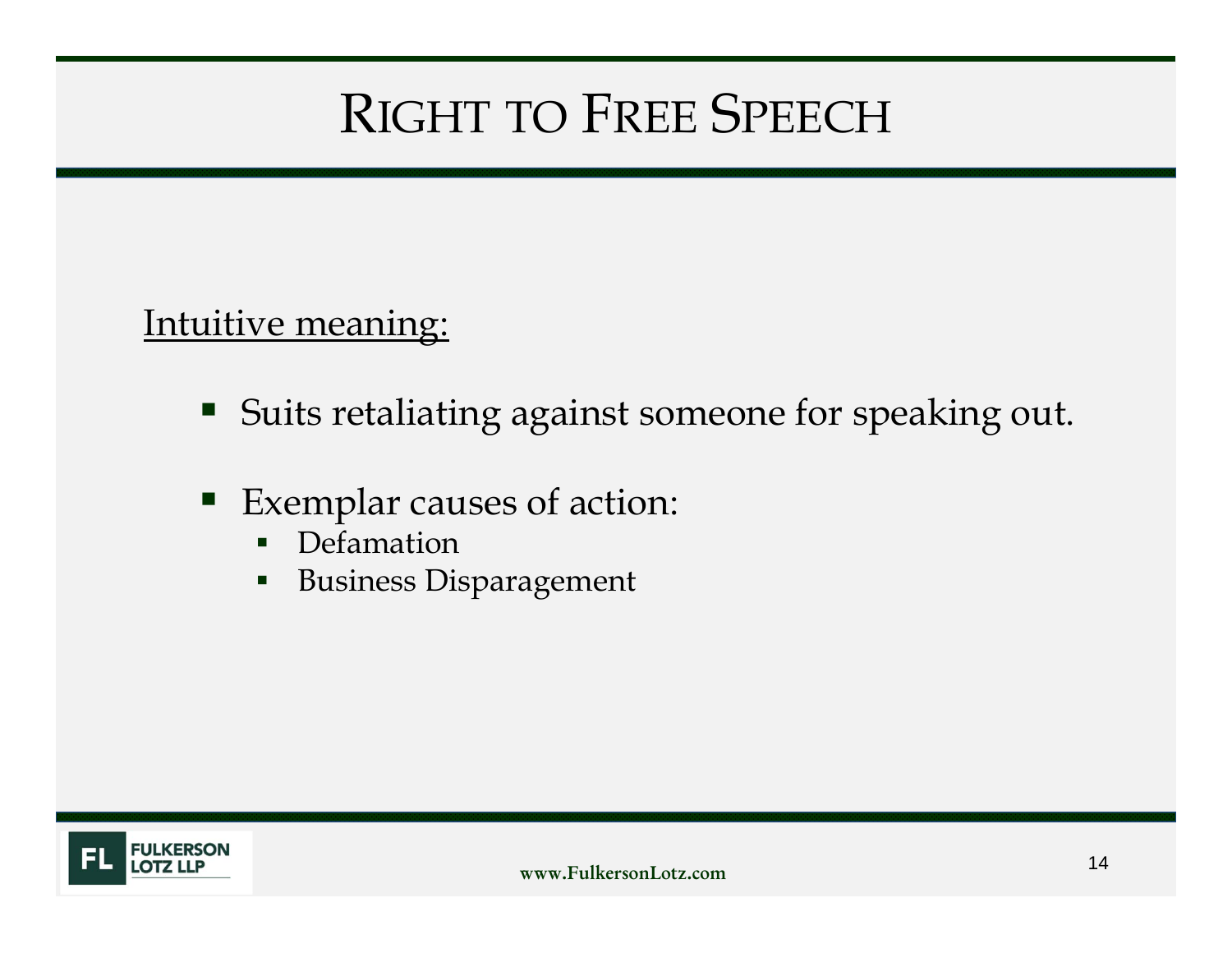# Right to Free Speech

Intuitive meaning:

- Suits retaliating against someone for speaking out.
- Exemplar causes of action:
  - Defamation
  - Business Disparagement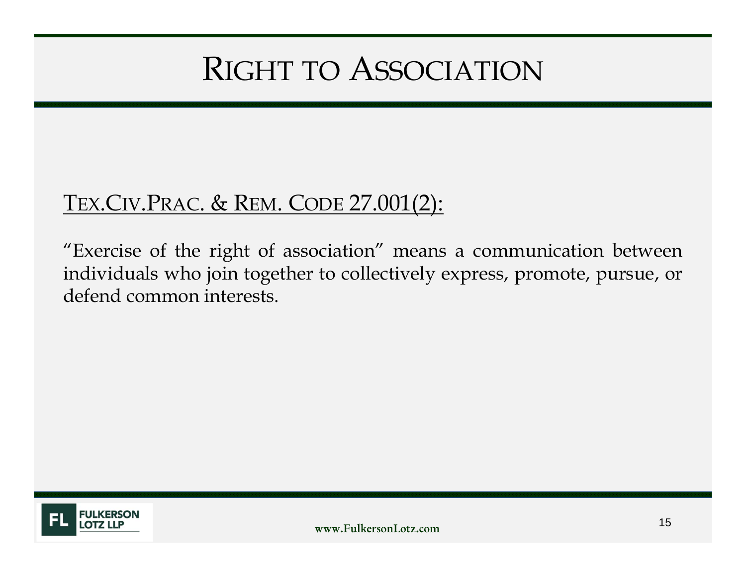# RIGHT TO ASSOCIATION

TEX.CIV.PRAC. & REM. CODE 27.001(2):

"Exercise of the right of association" means a communication between individuals who join together to collectively express, promote, pursue, or defend common interests.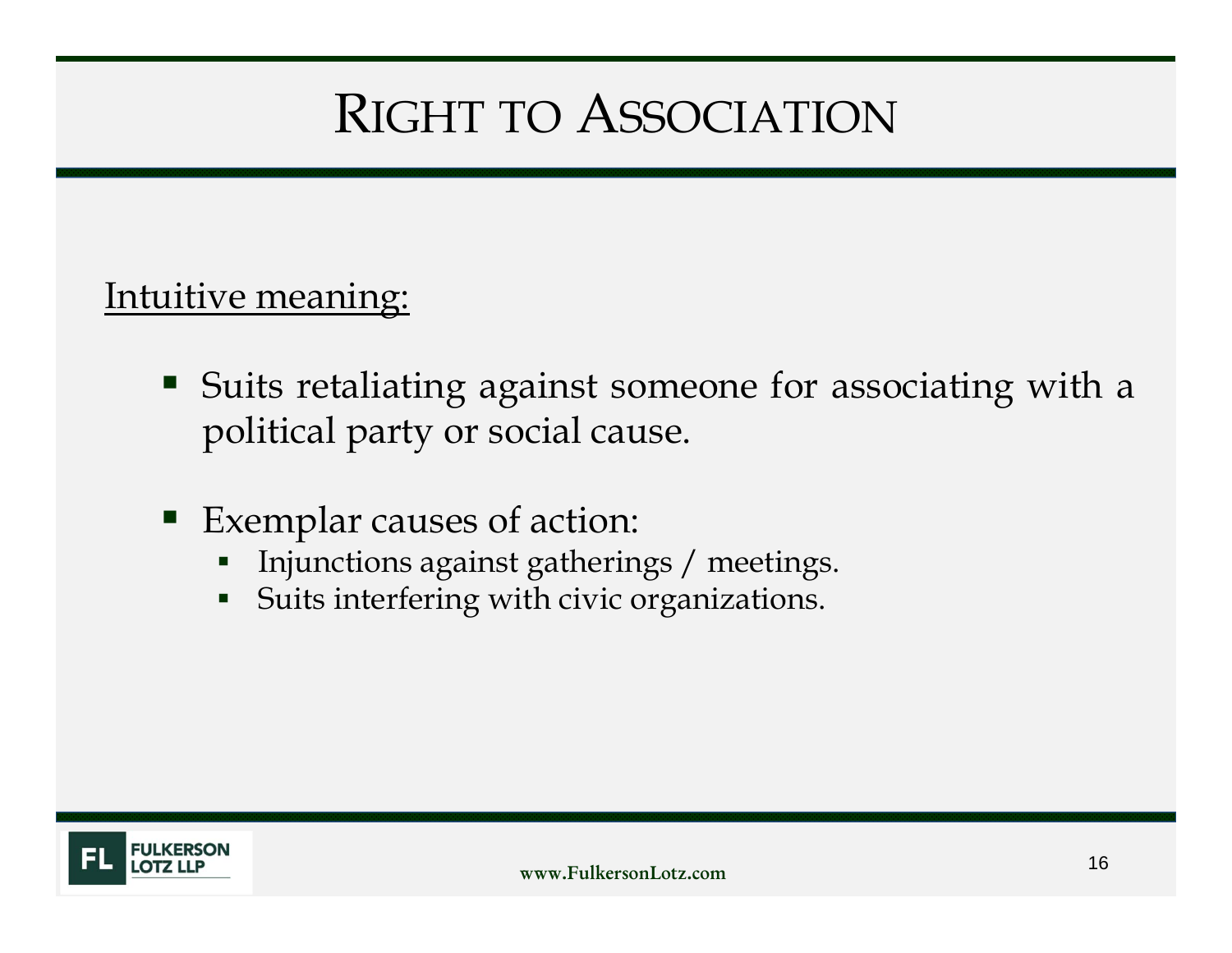# Right to Association

Intuitive meaning:

- Suits retaliating against someone for associating with a political party or social cause.

- Exemplar causes of action:
  - Injunctions against gatherings / meetings.
  - Suits interfering with civic organizations.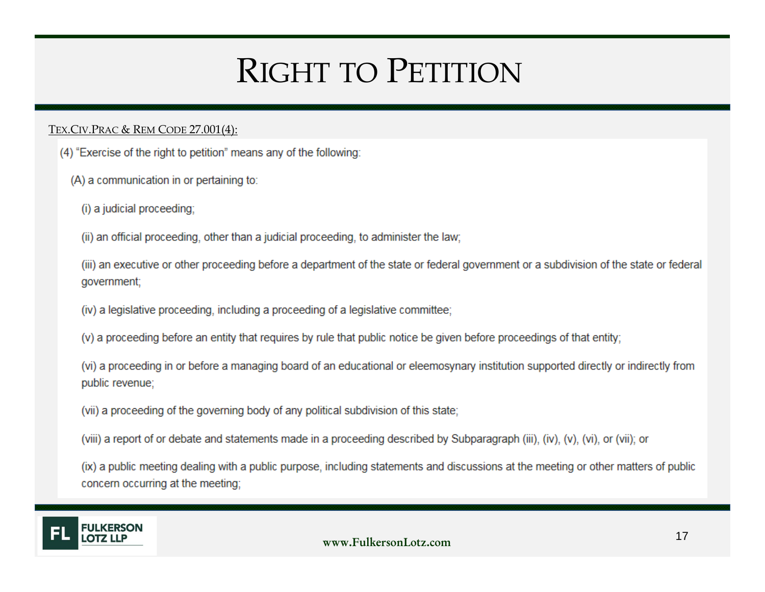# RIGHT TO PETITION

TEX.CIV.PRAC & REM CODE 27.001(4):

(4) "Exercise of the right to petition" means any of the following:

(A) a communication in or pertaining to:

(i) a judicial proceeding;

(ii) an official proceeding, other than a judicial proceeding, to administer the law;

(iii) an executive or other proceeding before a department of the state or federal government or a subdivision of the state or federal government;

(iv) a legislative proceeding, including a proceeding of a legislative committee;

(v) a proceeding before an entity that requires by rule that public notice be given before proceedings of that entity;

(vi) a proceeding in or before a managing board of an educational or eleemosynary institution supported directly or indirectly from public revenue;

(vii) a proceeding of the governing body of any political subdivision of this state;

(viii) a report of or debate and statements made in a proceeding described by Subparagraph (iii), (iv), (v), (vi), or (vii); or

(ix) a public meeting dealing with a public purpose, including statements and discussions at the meeting or other matters of public concern occurring at the meeting;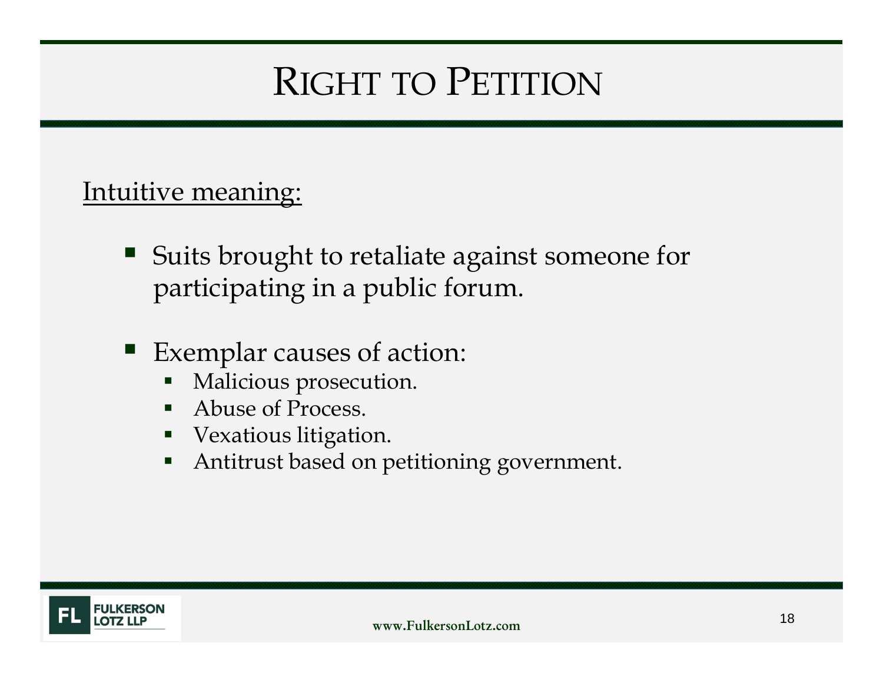# Right to Petition

Intuitive meaning:

- Suits brought to retaliate against someone for participating in a public forum.

- Exemplar causes of action:
  - Malicious prosecution.
  - Abuse of Process.
  - Vexatious litigation.
  - Antitrust based on petitioning government.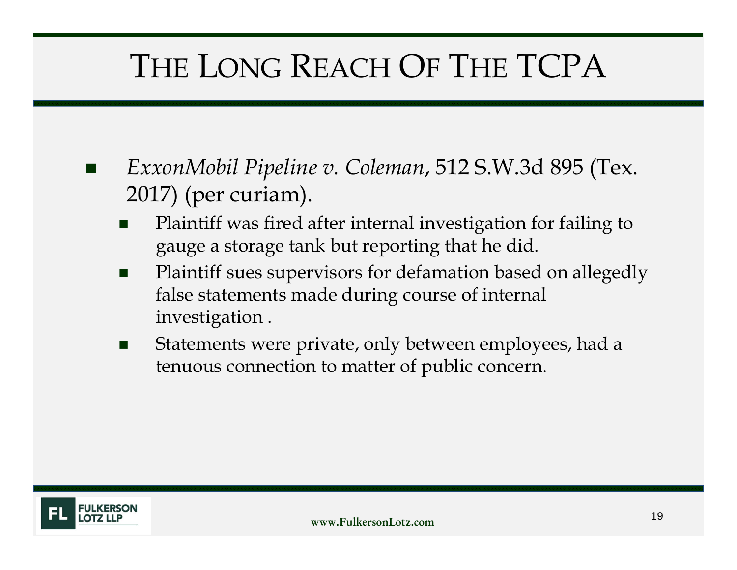# THE LONG REACH OF THE TCPA

- *ExxonMobil Pipeline v. Coleman*, 512 S.W.3d 895 (Tex. 2017) (per curiam).
  - Plaintiff was fired after internal investigation for failing to gauge a storage tank but reporting that he did.
  - Plaintiff sues supervisors for defamation based on allegedly false statements made during course of internal investigation .
  - Statements were private, only between employees, had a tenuous connection to matter of public concern.

FULKERSON LOTZ LLP

www.FulkersonLotz.com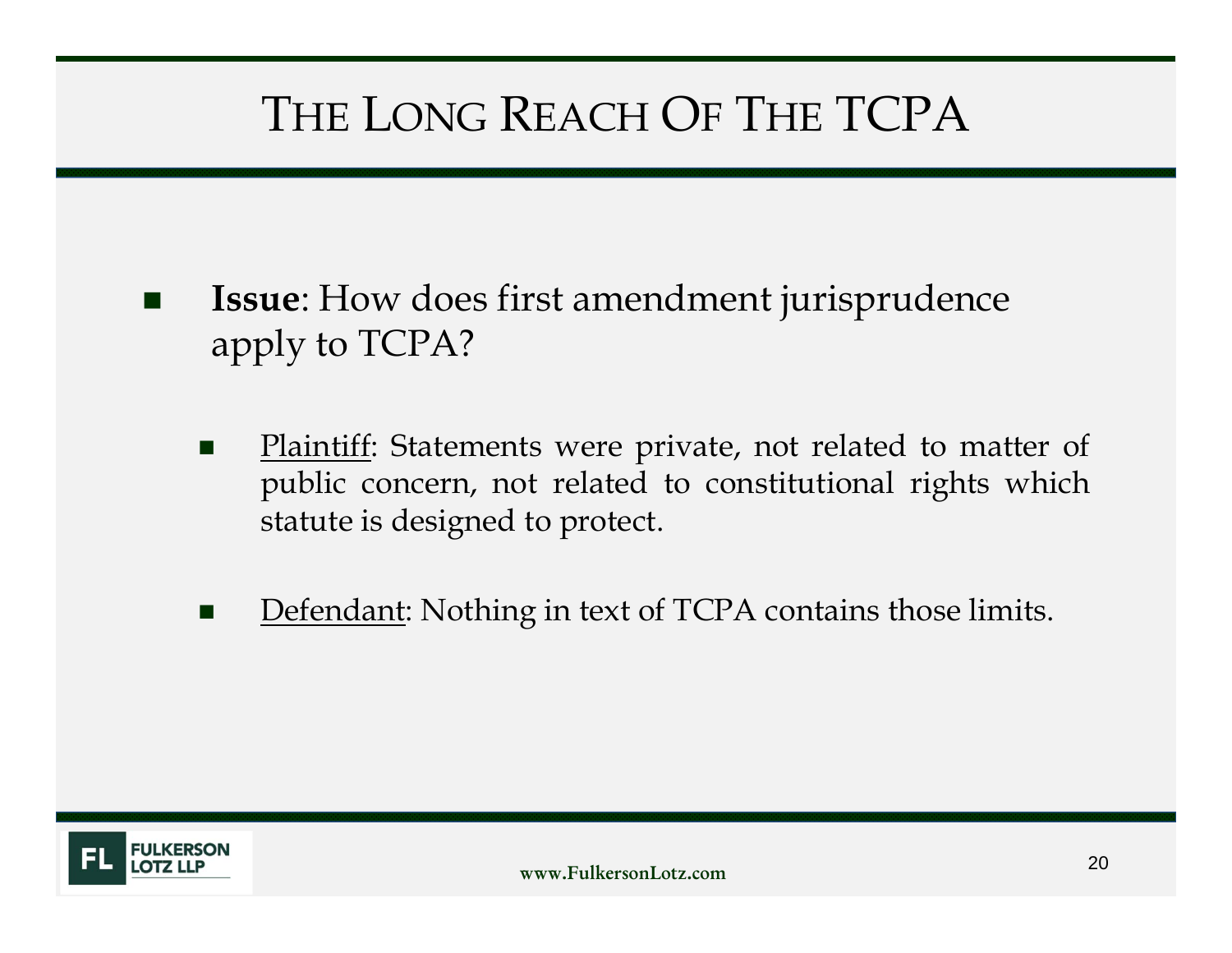# The Long Reach Of The TCPA

- **Issue**: How does first amendment jurisprudence apply to TCPA?
  - Plaintiff: Statements were private, not related to matter of public concern, not related to constitutional rights which statute is designed to protect.
  - Defendant: Nothing in text of TCPA contains those limits.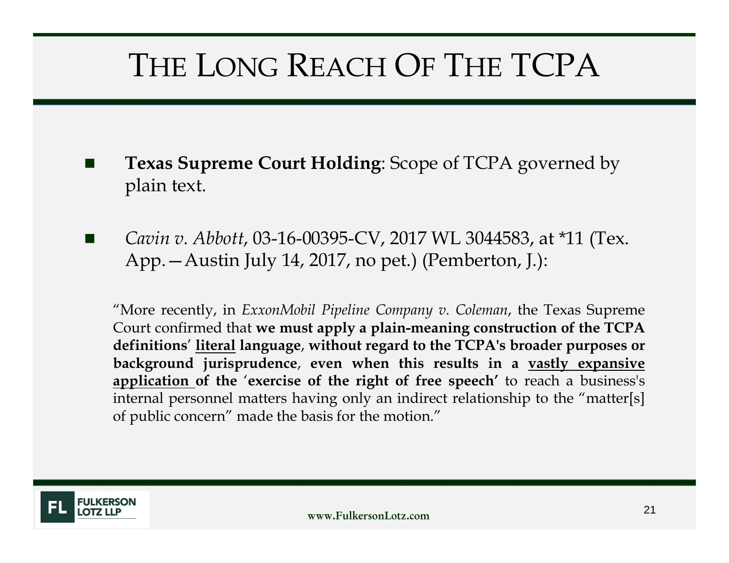# THE LONG REACH OF THE TCPA

- **Texas Supreme Court Holding**: Scope of TCPA governed by plain text.

- *Cavin v. Abbott*, 03-16-00395-CV, 2017 WL 3044583, at *11 (Tex. App.—Austin July 14, 2017, no pet.) (Pemberton, J.):

> "More recently, in *ExxonMobil Pipeline Company v. Coleman*, the Texas Supreme Court confirmed that **we must apply a plain-meaning construction of the TCPA definitions' <u>literal</u> language**, **without regard to the TCPA's broader purposes or background jurisprudence**, **even when this results in a <u>vastly expansive application</u> of the 'exercise of the right of free speech'** to reach a business's internal personnel matters having only an indirect relationship to the "matter[s] of public concern" made the basis for the motion."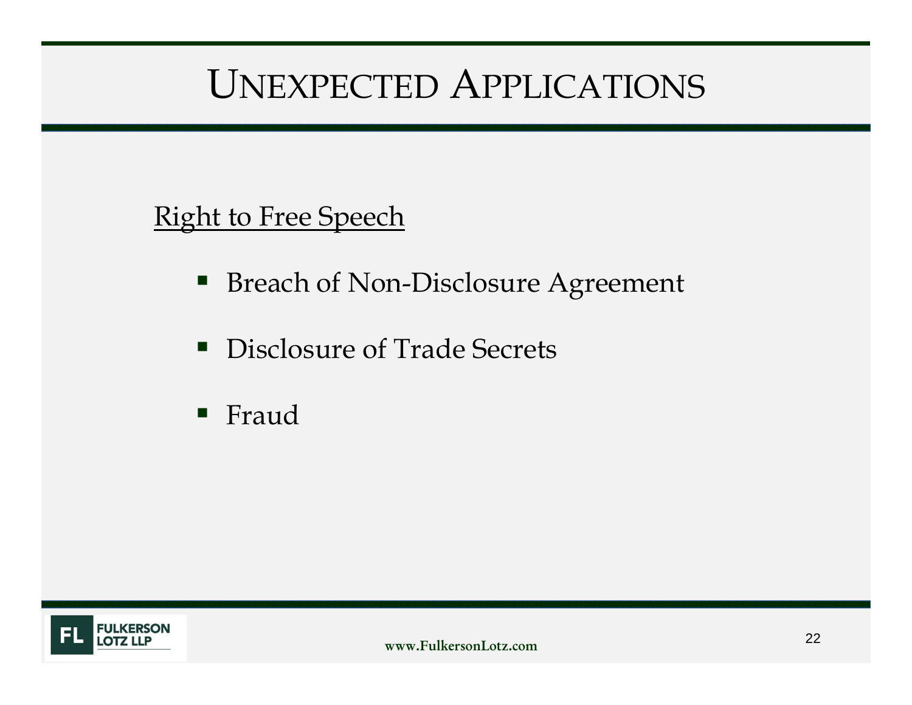# UNEXPECTED APPLICATIONS

Right to Free Speech

- Breach of Non-Disclosure Agreement
- Disclosure of Trade Secrets
- Fraud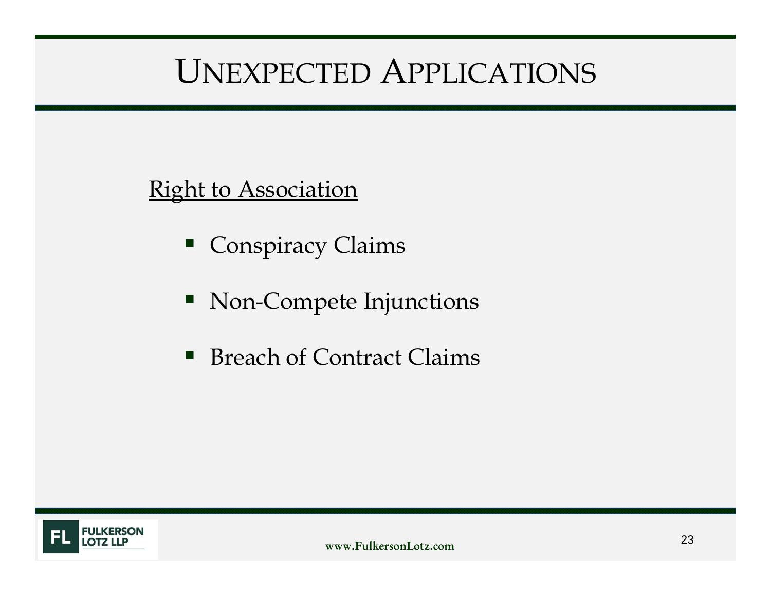# UNEXPECTED APPLICATIONS

<u>Right to Association</u>

- Conspiracy Claims
- Non-Compete Injunctions
- Breach of Contract Claims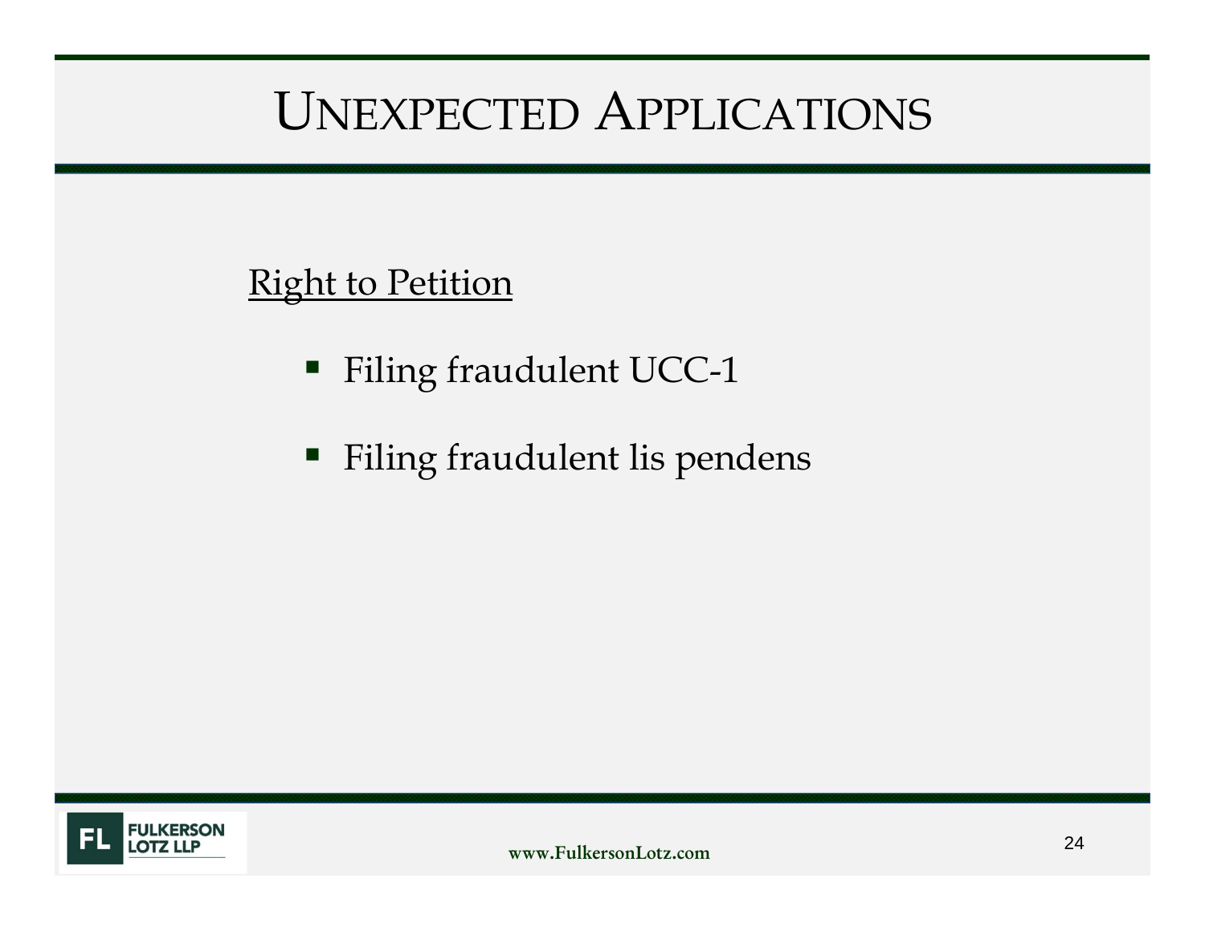# Unexpected Applications

Right to Petition

- Filing fraudulent UCC-1
- Filing fraudulent lis pendens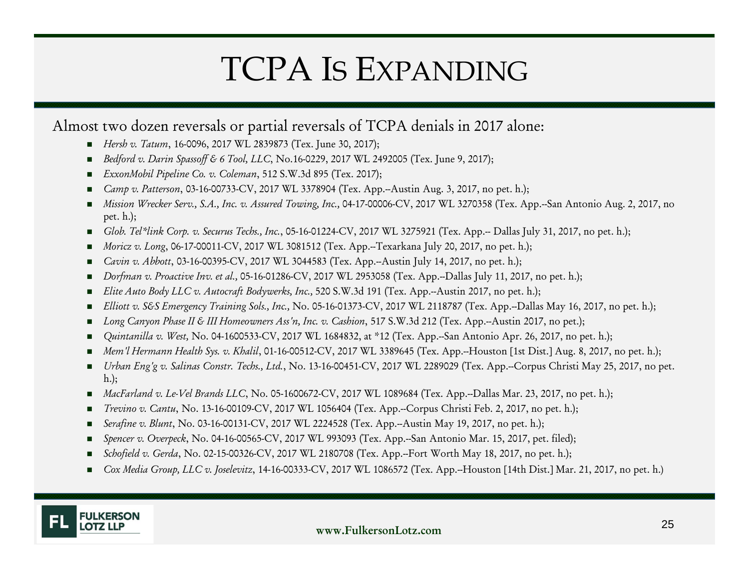# TCPA Is Expanding

Almost two dozen reversals or partial reversals of TCPA denials in 2017 alone:

- *Hersh v. Tatum*, 16-0096, 2017 WL 2839873 (Tex. June 30, 2017);
- *Bedford v. Darin Spassoff & 6 Tool, LLC*, No.16-0229, 2017 WL 2492005 (Tex. June 9, 2017);
- *ExxonMobil Pipeline Co. v. Coleman*, 512 S.W.3d 895 (Tex. 2017);
- *Camp v. Patterson*, 03-16-00733-CV, 2017 WL 3378904 (Tex. App.--Austin Aug. 3, 2017, no pet. h.);
- *Mission Wrecker Serv., S.A., Inc. v. Assured Towing, Inc.*, 04-17-00006-CV, 2017 WL 3270358 (Tex. App.--San Antonio Aug. 2, 2017, no pet. h.);
- *Glob. Tel*link Corp. v. Securus Techs., Inc.*, 05-16-01224-CV, 2017 WL 3275921 (Tex. App.-- Dallas July 31, 2017, no pet. h.);
- *Moricz v. Long*, 06-17-00011-CV, 2017 WL 3081512 (Tex. App.--Texarkana July 20, 2017, no pet. h.);
- *Cavin v. Abbott*, 03-16-00395-CV, 2017 WL 3044583 (Tex. App.--Austin July 14, 2017, no pet. h.);
- *Dorfman v. Proactive Inv. et al.,* 05-16-01286-CV, 2017 WL 2953058 (Tex. App.--Dallas July 11, 2017, no pet. h.);
- *Elite Auto Body LLC v. Autocraft Bodywerks, Inc.,* 520 S.W.3d 191 (Tex. App.--Austin 2017, no pet. h.);
- *Elliott v. S&S Emergency Training Sols., Inc.,* No. 05-16-01373-CV, 2017 WL 2118787 (Tex. App.--Dallas May 16, 2017, no pet. h.);
- *Long Canyon Phase II & III Homeowners Ass'n, Inc. v. Cashion*, 517 S.W.3d 212 (Tex. App.--Austin 2017, no pet.);
- *Quintanilla v. West,* No. 04-1600533-CV, 2017 WL 1684832, at *12 (Tex. App.--San Antonio Apr. 26, 2017, no pet. h.);
- *Mem'l Hermann Health Sys. v. Khalil*, 01-16-00512-CV, 2017 WL 3389645 (Tex. App.--Houston [1st Dist.] Aug. 8, 2017, no pet. h.);
- *Urban Eng'g v. Salinas Constr. Techs., Ltd.*, No. 13-16-00451-CV, 2017 WL 2289029 (Tex. App.--Corpus Christi May 25, 2017, no pet. h.);
- *MacFarland v. Le-Vel Brands LLC*, No. 05-1600672-CV, 2017 WL 1089684 (Tex. App.--Dallas Mar. 23, 2017, no pet. h.);
- *Trevino v. Cantu*, No. 13-16-00109-CV, 2017 WL 1056404 (Tex. App.--Corpus Christi Feb. 2, 2017, no pet. h.);
- *Serafine v. Blunt*, No. 03-16-00131-CV, 2017 WL 2224528 (Tex. App.--Austin May 19, 2017, no pet. h.);
- *Spencer v. Overpeck*, No. 04-16-00565-CV, 2017 WL 993093 (Tex. App.--San Antonio Mar. 15, 2017, pet. filed);
- *Schofield v. Gerda*, No. 02-15-00326-CV, 2017 WL 2180708 (Tex. App.--Fort Worth May 18, 2017, no pet. h.);
- *Cox Media Group, LLC v. Joselevitz*, 14-16-00333-CV, 2017 WL 1086572 (Tex. App.--Houston [14th Dist.] Mar. 21, 2017, no pet. h.)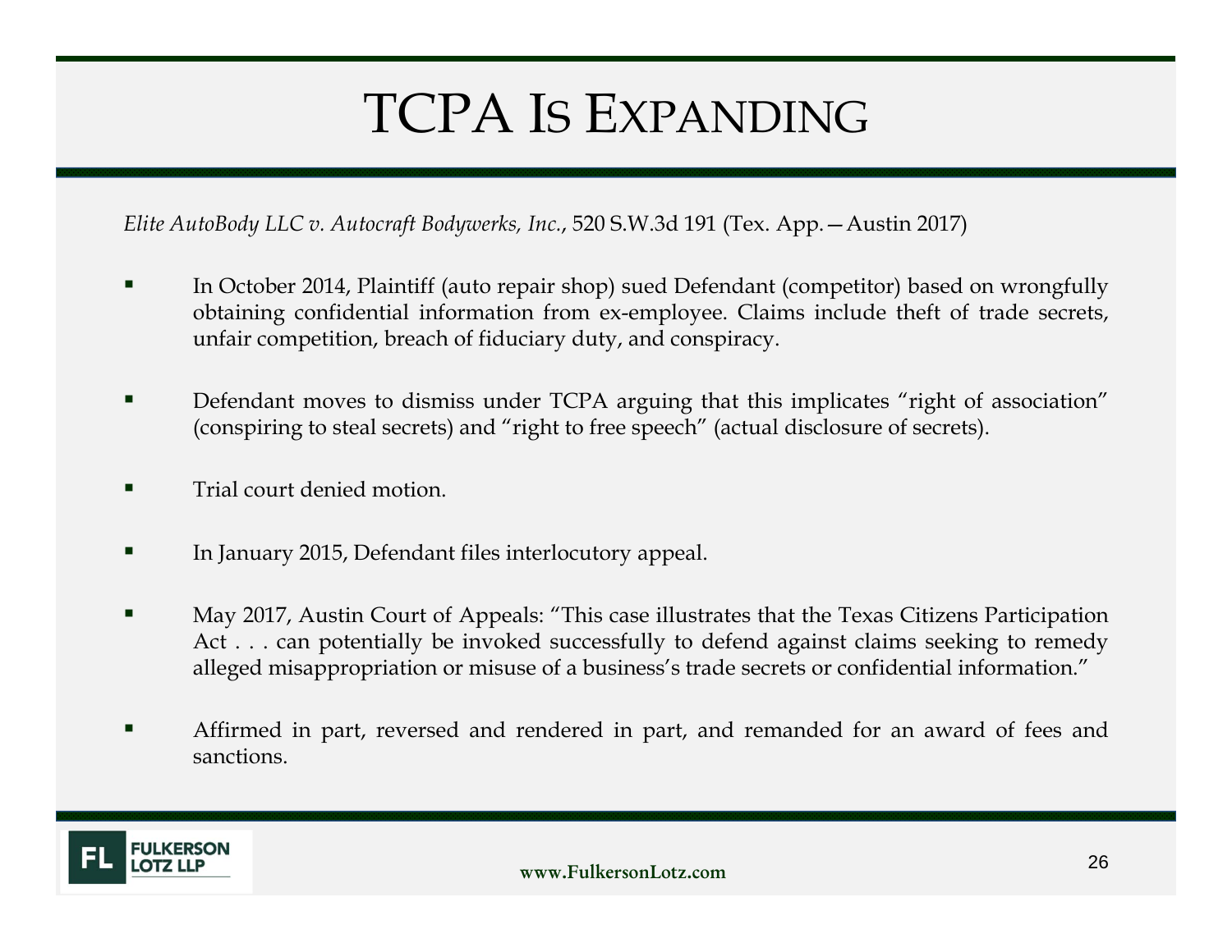# TCPA Is Expanding

*Elite AutoBody LLC v. Autocraft Bodywerks, Inc.*, 520 S.W.3d 191 (Tex. App.—Austin 2017)

- In October 2014, Plaintiff (auto repair shop) sued Defendant (competitor) based on wrongfully obtaining confidential information from ex-employee. Claims include theft of trade secrets, unfair competition, breach of fiduciary duty, and conspiracy.
- Defendant moves to dismiss under TCPA arguing that this implicates "right of association" (conspiring to steal secrets) and "right to free speech" (actual disclosure of secrets).
- Trial court denied motion.
- In January 2015, Defendant files interlocutory appeal.
- May 2017, Austin Court of Appeals: "This case illustrates that the Texas Citizens Participation Act . . . can potentially be invoked successfully to defend against claims seeking to remedy alleged misappropriation or misuse of a business's trade secrets or confidential information."
- Affirmed in part, reversed and rendered in part, and remanded for an award of fees and sanctions.

FULKERSON LOTZ LLP

www.FulkersonLotz.com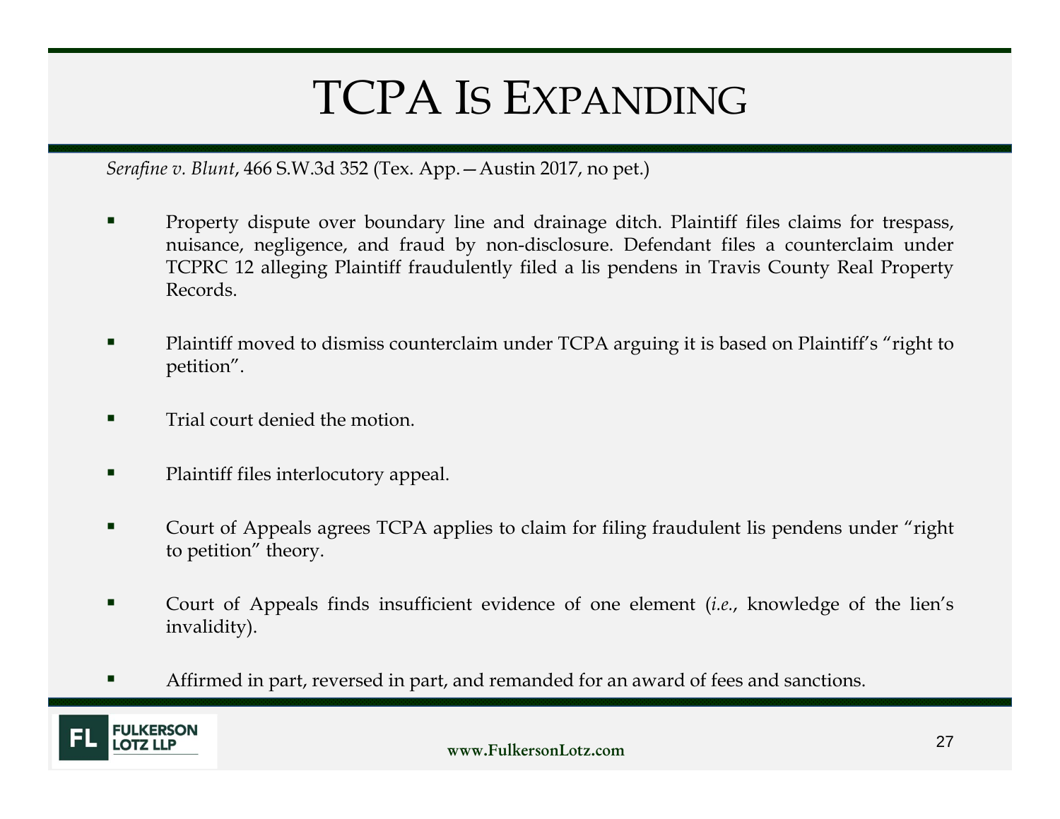# TCPA IS EXPANDING

*Serafine v. Blunt*, 466 S.W.3d 352 (Tex. App.—Austin 2017, no pet.)

- Property dispute over boundary line and drainage ditch. Plaintiff files claims for trespass, nuisance, negligence, and fraud by non-disclosure. Defendant files a counterclaim under TCPRC 12 alleging Plaintiff fraudulently filed a lis pendens in Travis County Real Property Records.
- Plaintiff moved to dismiss counterclaim under TCPA arguing it is based on Plaintiff's "right to petition".
- Trial court denied the motion.
- Plaintiff files interlocutory appeal.
- Court of Appeals agrees TCPA applies to claim for filing fraudulent lis pendens under "right to petition" theory.
- Court of Appeals finds insufficient evidence of one element (*i.e.*, knowledge of the lien's invalidity).
- Affirmed in part, reversed in part, and remanded for an award of fees and sanctions.

FULKERSON LOTZ LLP

www.FulkersonLotz.com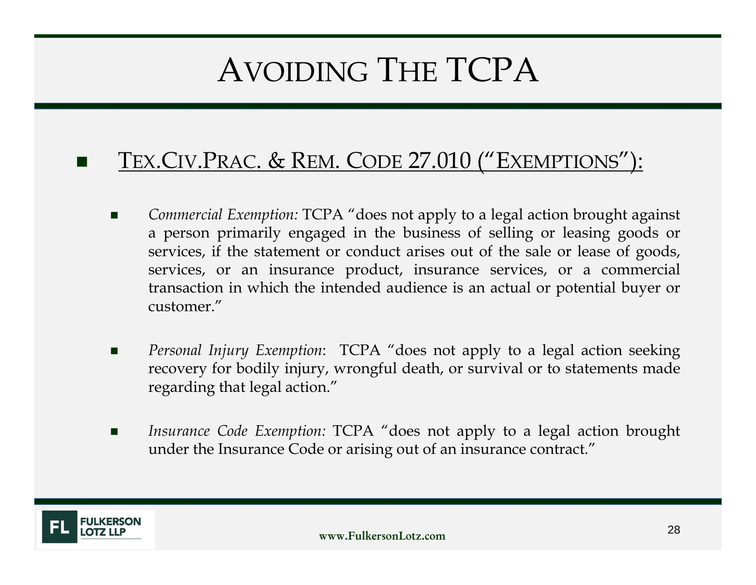# Avoiding The TCPA

- <u>Tex.Civ.Prac. & Rem. Code 27.010 ("Exemptions"):</u>

  - *Commercial Exemption:* TCPA "does not apply to a legal action brought against a person primarily engaged in the business of selling or leasing goods or services, if the statement or conduct arises out of the sale or lease of goods, services, or an insurance product, insurance services, or a commercial transaction in which the intended audience is an actual or potential buyer or customer."

  - *Personal Injury Exemption*: TCPA "does not apply to a legal action seeking recovery for bodily injury, wrongful death, or survival or to statements made regarding that legal action."

  - *Insurance Code Exemption:* TCPA "does not apply to a legal action brought under the Insurance Code or arising out of an insurance contract."

FL FULKERSON LOTZ LLP

www.FulkersonLotz.com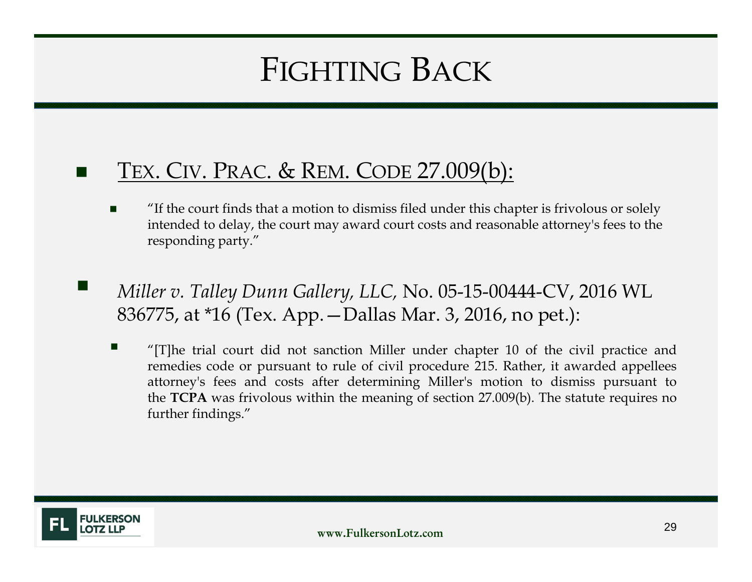# Fighting Back

- Tex. Civ. Prac. & Rem. Code 27.009(b):
  - "If the court finds that a motion to dismiss filed under this chapter is frivolous or solely intended to delay, the court may award court costs and reasonable attorney's fees to the responding party."

- *Miller v. Talley Dunn Gallery, LLC,* No. 05-15-00444-CV, 2016 WL 836775, at *16 (Tex. App.—Dallas Mar. 3, 2016, no pet.):
  - "[T]he trial court did not sanction Miller under chapter 10 of the civil practice and remedies code or pursuant to rule of civil procedure 215. Rather, it awarded appellees attorney's fees and costs after determining Miller's motion to dismiss pursuant to the **TCPA** was frivolous within the meaning of section 27.009(b). The statute requires no further findings."

www.FulkersonLotz.com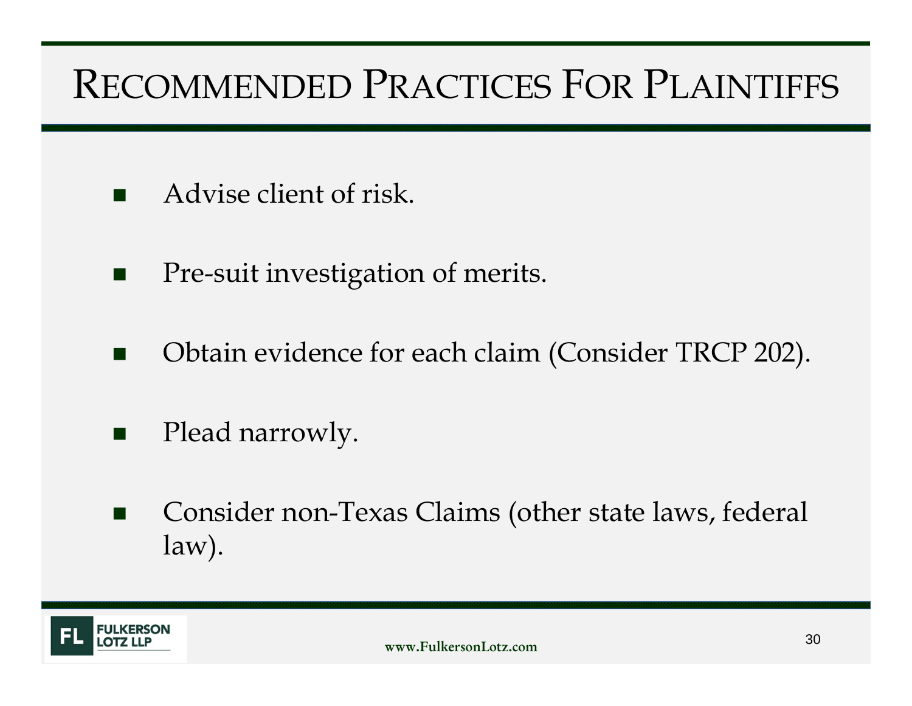# Recommended Practices For Plaintiffs

- Advise client of risk.
- Pre-suit investigation of merits.
- Obtain evidence for each claim (Consider TRCP 202).
- Plead narrowly.
- Consider non-Texas Claims (other state laws, federal law).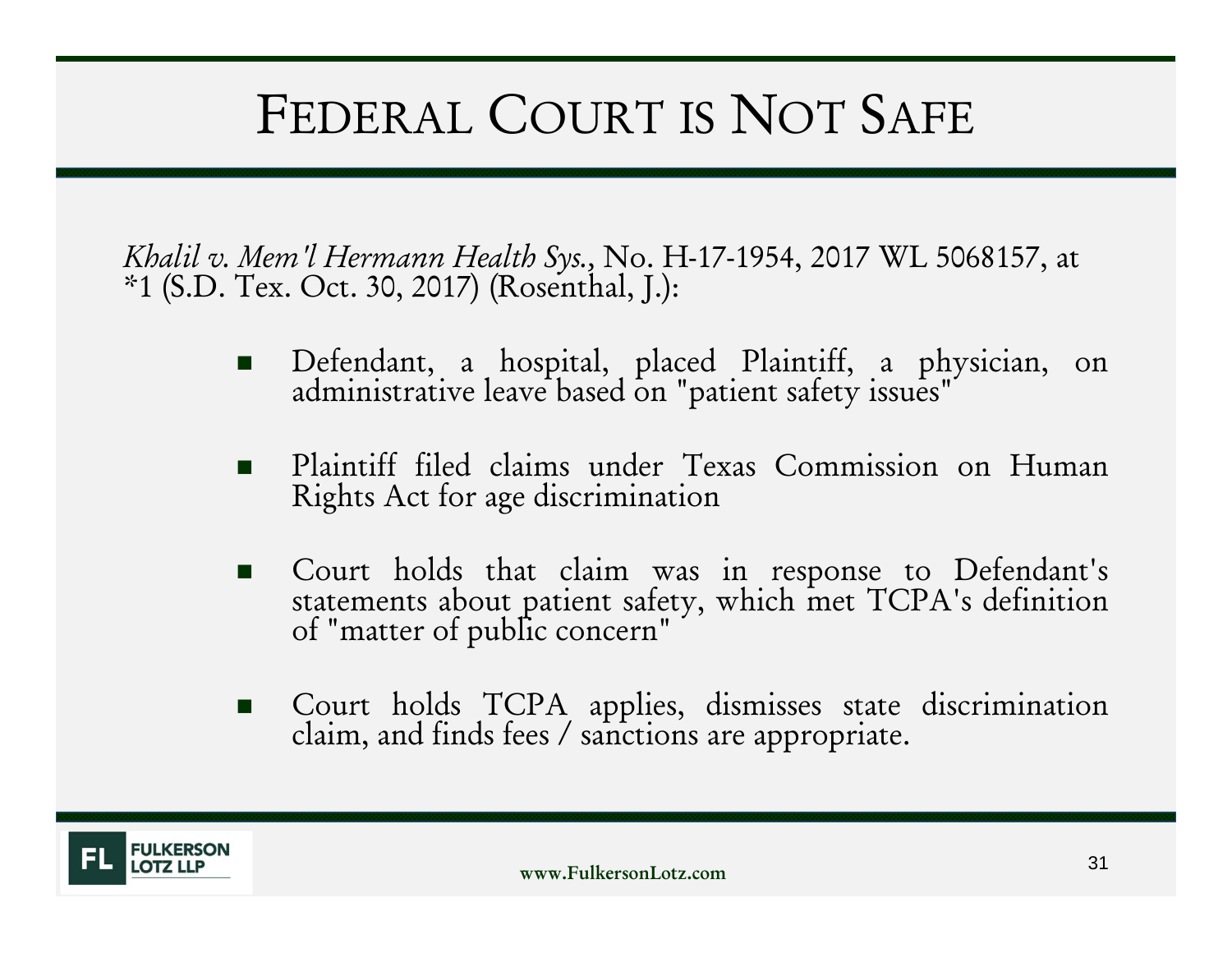# Federal Court is Not Safe

*Khalil v. Mem'l Hermann Health Sys.*, No. H-17-1954, 2017 WL 5068157, at *1 (S.D. Tex. Oct. 30, 2017) (Rosenthal, J.):

- Defendant, a hospital, placed Plaintiff, a physician, on administrative leave based on "patient safety issues"
- Plaintiff filed claims under Texas Commission on Human Rights Act for age discrimination
- Court holds that claim was in response to Defendant's statements about patient safety, which met TCPA's definition of "matter of public concern"
- Court holds TCPA applies, dismisses state discrimination claim, and finds fees / sanctions are appropriate.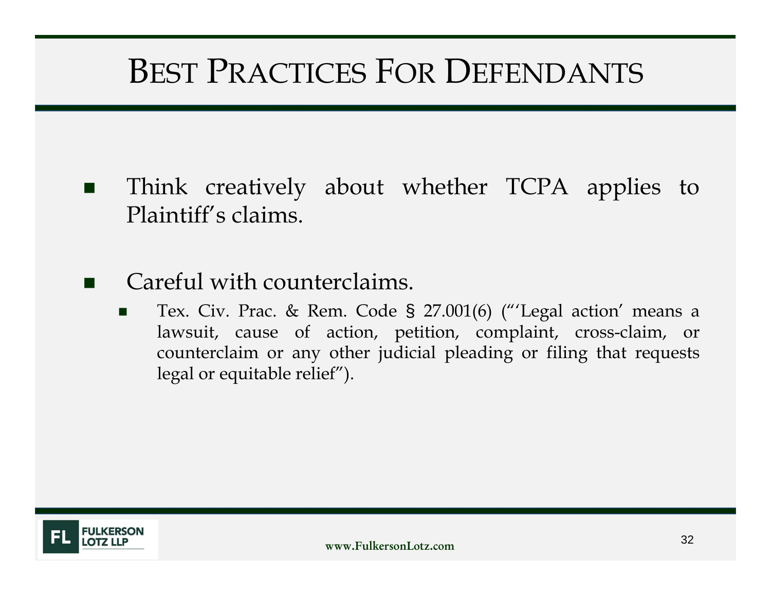# Best Practices For Defendants

- Think creatively about whether TCPA applies to Plaintiff's claims.

- Careful with counterclaims.
  - Tex. Civ. Prac. & Rem. Code § 27.001(6) ("'Legal action' means a lawsuit, cause of action, petition, complaint, cross-claim, or counterclaim or any other judicial pleading or filing that requests legal or equitable relief").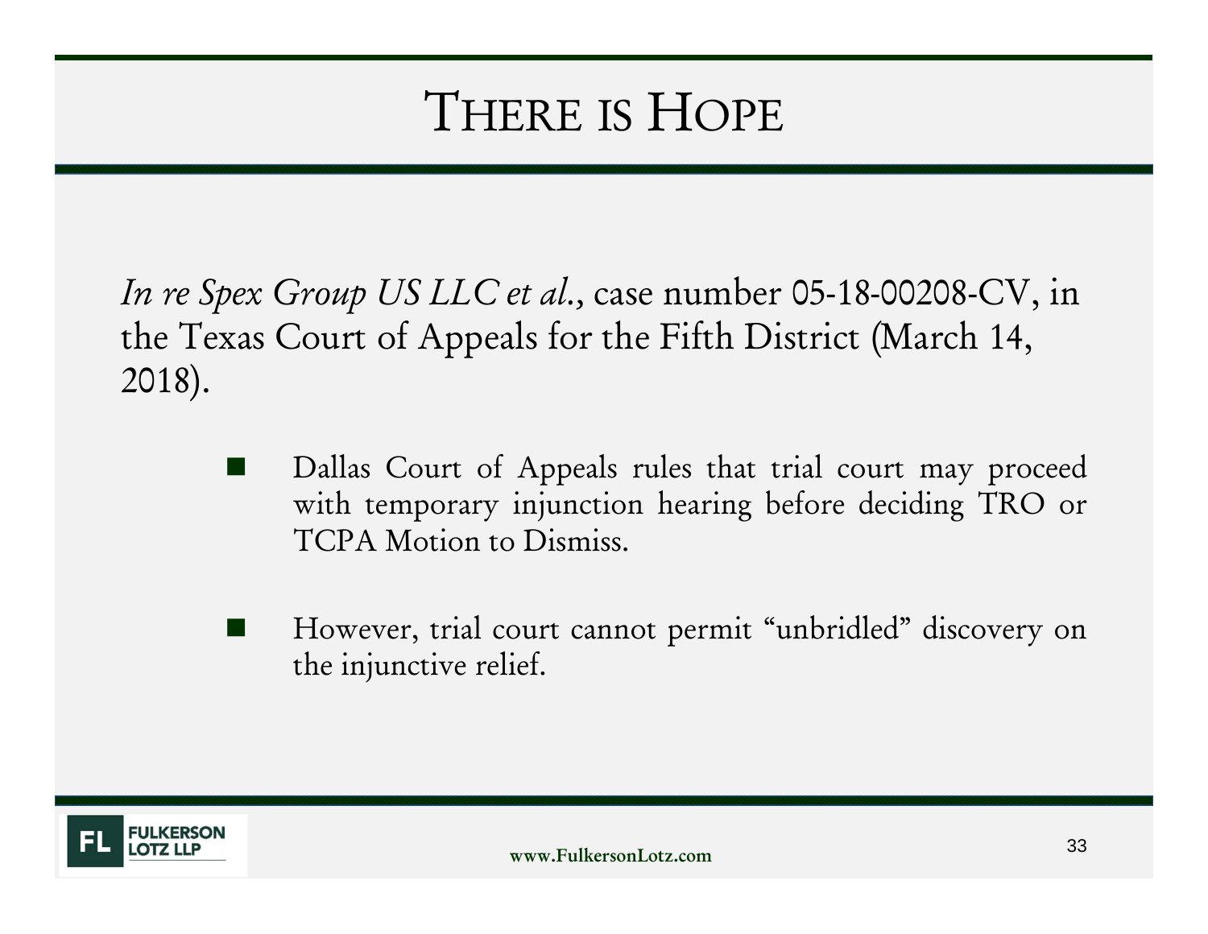# There is Hope

*In re Spex Group US LLC et al.*, case number 05-18-00208-CV, in the Texas Court of Appeals for the Fifth District (March 14, 2018).

- Dallas Court of Appeals rules that trial court may proceed with temporary injunction hearing before deciding TRO or TCPA Motion to Dismiss.
- However, trial court cannot permit "unbridled" discovery on the injunctive relief.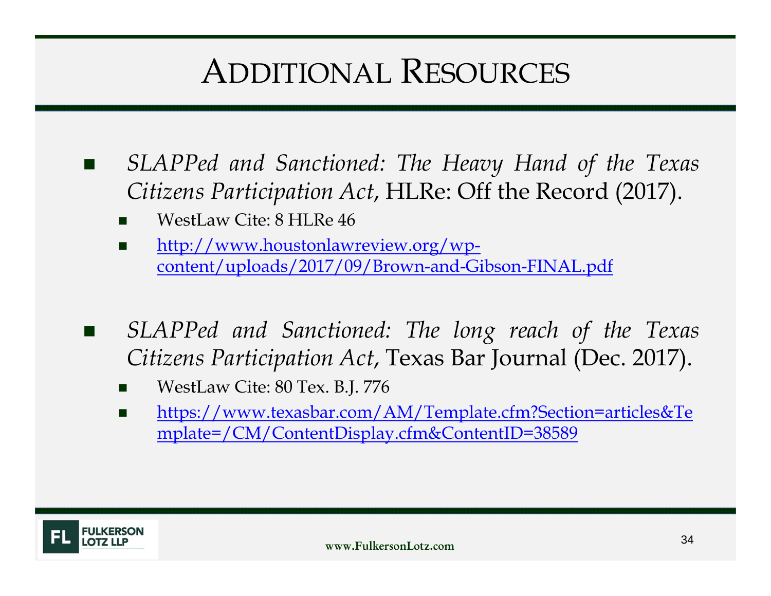# Additional Resources

- *SLAPPed and Sanctioned: The Heavy Hand of the Texas Citizens Participation Act*, HLRe: Off the Record (2017).
  - WestLaw Cite: 8 HLRe 46
  - http://www.houstonlawreview.org/wp-content/uploads/2017/09/Brown-and-Gibson-FINAL.pdf

- *SLAPPed and Sanctioned: The long reach of the Texas Citizens Participation Act*, Texas Bar Journal (Dec. 2017).
  - WestLaw Cite: 80 Tex. B.J. 776
  - https://www.texasbar.com/AM/Template.cfm?Section=articles&Template=/CM/ContentDisplay.cfm&ContentID=38589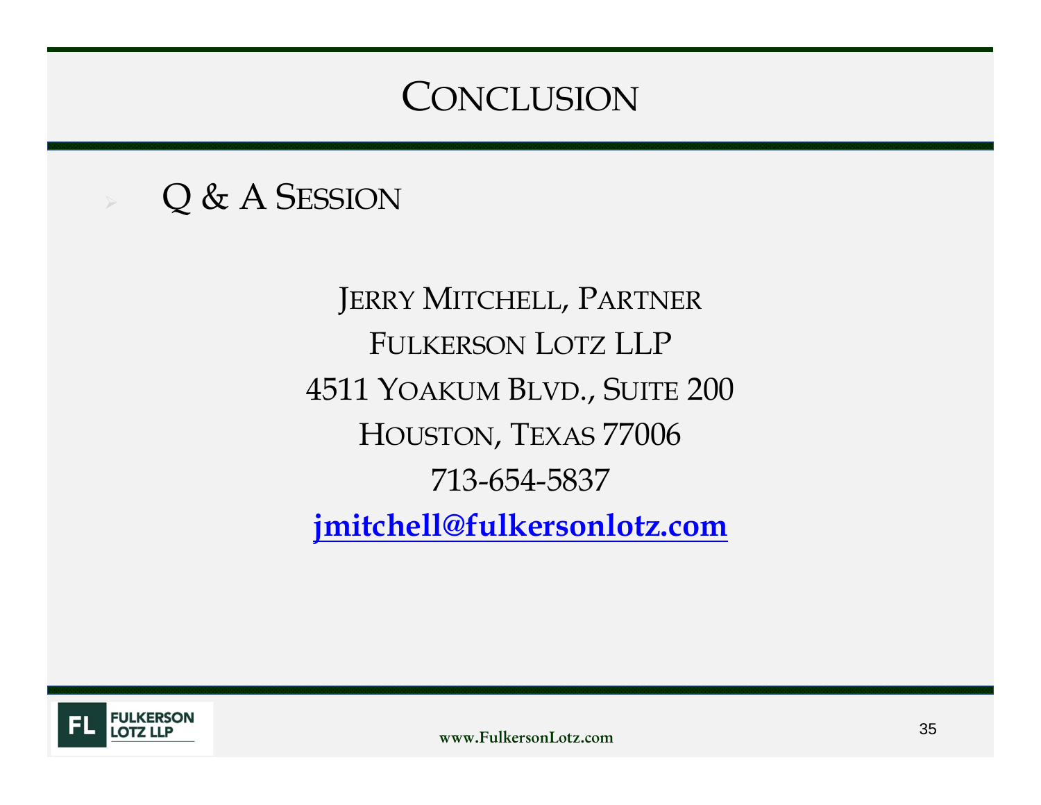# Conclusion

- Q & A Session

Jerry Mitchell, Partner

Fulkerson Lotz LLP

4511 Yoakum Blvd., Suite 200

Houston, Texas 77006

713-654-5837

**jmitchell@fulkersonlotz.com**

FL FULKERSON LOTZ LLP

www.FulkersonLotz.com